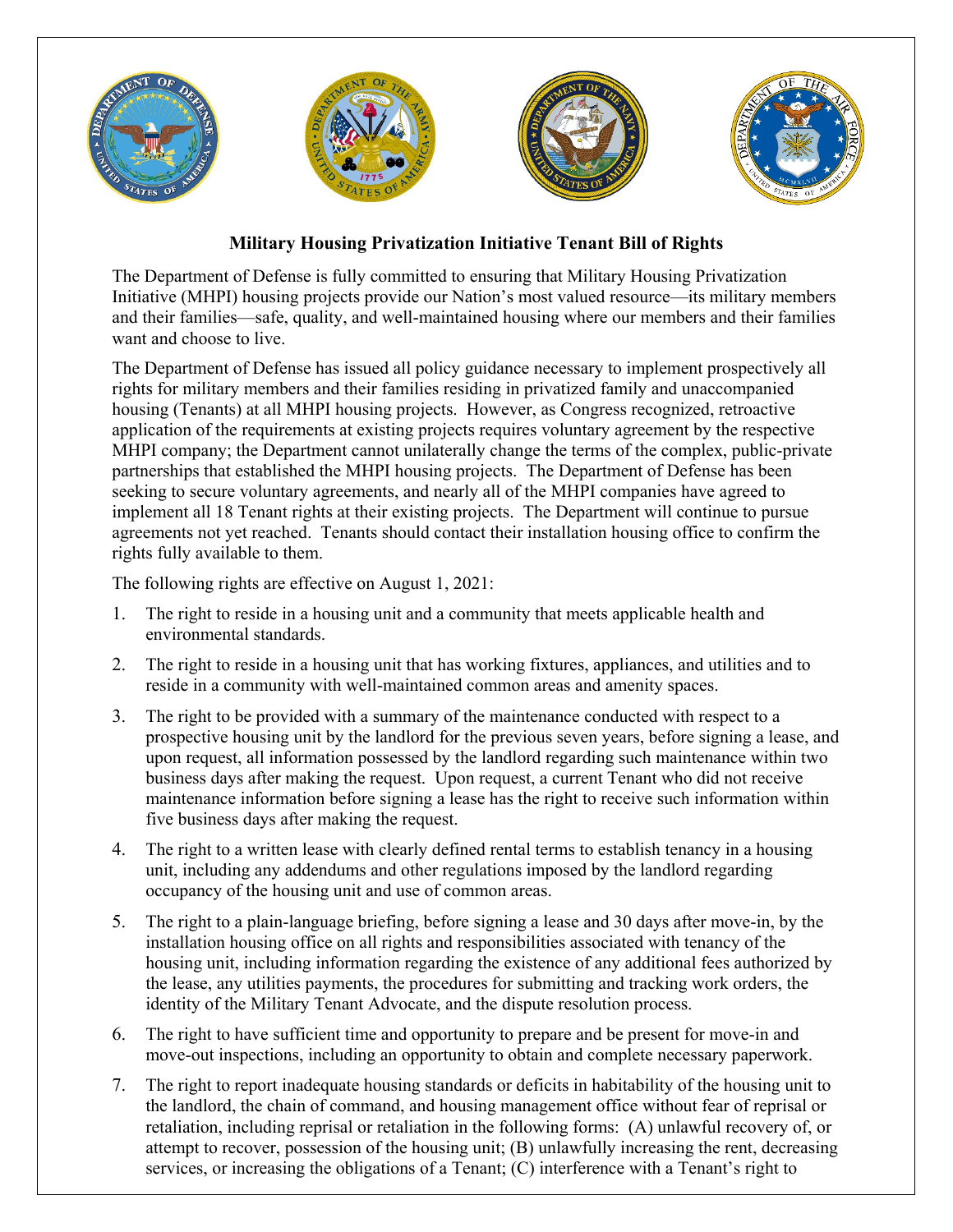# Military Housing Privatization Initiative Tenant Bill of Rights

The Department of Defense is fully committed to ensuring that Military Housing Privatization Initiative (MHPI) housing projects provide our Nation's most valued resource—its military members and their families—safe, quality, and well-maintained housing where our members and their families want and choose to live.

The Department of Defense has issued all policy guidance necessary to implement prospectively all rights for military members and their families residing in privatized family and unaccompanied housing (Tenants) at all MHPI housing projects. However, as Congress recognized, retroactive application of the requirements at existing projects requires voluntary agreement by the respective MHPI company; the Department cannot unilaterally change the terms of the complex, public-private partnerships that established the MHPI housing projects. The Department of Defense has been seeking to secure voluntary agreements, and nearly all of the MHPI companies have agreed to implement all 18 Tenant rights at their existing projects. The Department will continue to pursue agreements not yet reached. Tenants should contact their installation housing office to confirm the rights fully available to them.

The following rights are effective on August 1, 2021:

1. The right to reside in a housing unit and a community that meets applicable health and environmental standards.
2. The right to reside in a housing unit that has working fixtures, appliances, and utilities and to reside in a community with well-maintained common areas and amenity spaces.
3. The right to be provided with a summary of the maintenance conducted with respect to a prospective housing unit by the landlord for the previous seven years, before signing a lease, and upon request, all information possessed by the landlord regarding such maintenance within two business days after making the request. Upon request, a current Tenant who did not receive maintenance information before signing a lease has the right to receive such information within five business days after making the request.
4. The right to a written lease with clearly defined rental terms to establish tenancy in a housing unit, including any addendums and other regulations imposed by the landlord regarding occupancy of the housing unit and use of common areas.
5. The right to a plain-language briefing, before signing a lease and 30 days after move-in, by the installation housing office on all rights and responsibilities associated with tenancy of the housing unit, including information regarding the existence of any additional fees authorized by the lease, any utilities payments, the procedures for submitting and tracking work orders, the identity of the Military Tenant Advocate, and the dispute resolution process.
6. The right to have sufficient time and opportunity to prepare and be present for move-in and move-out inspections, including an opportunity to obtain and complete necessary paperwork.
7. The right to report inadequate housing standards or deficits in habitability of the housing unit to the landlord, the chain of command, and housing management office without fear of reprisal or retaliation, including reprisal or retaliation in the following forms: (A) unlawful recovery of, or attempt to recover, possession of the housing unit; (B) unlawfully increasing the rent, decreasing services, or increasing the obligations of a Tenant; (C) interference with a Tenant's right to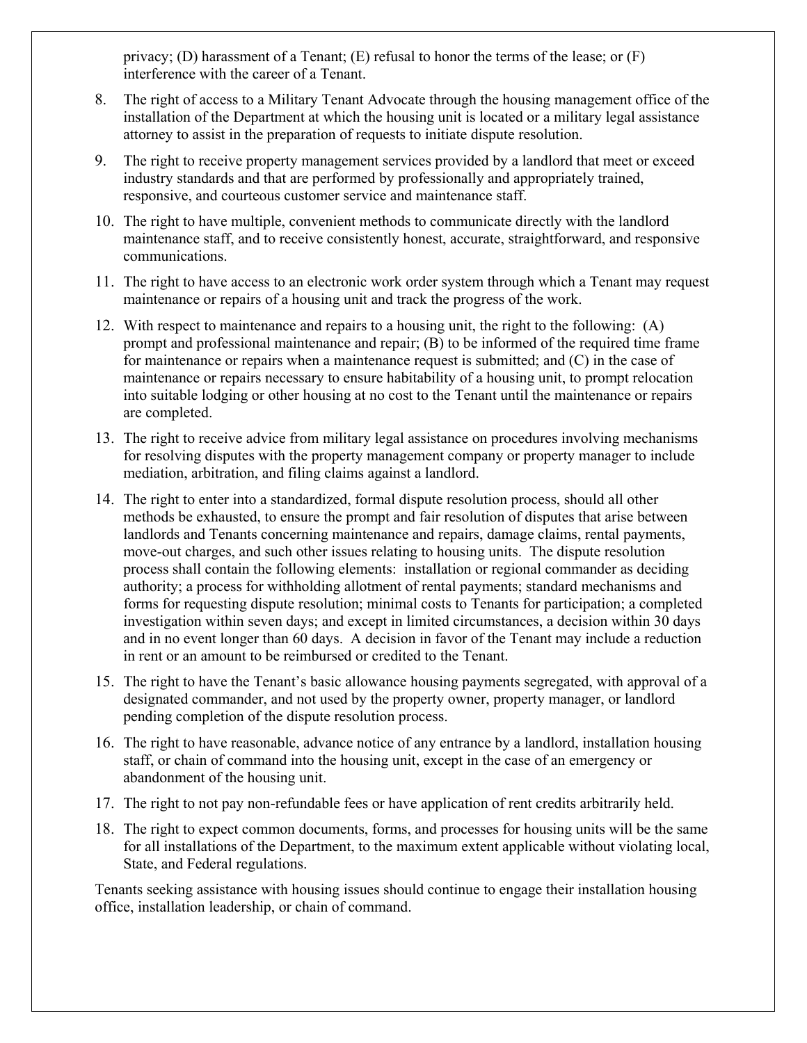privacy; (D) harassment of a Tenant; (E) refusal to honor the terms of the lease; or (F) interference with the career of a Tenant.

8. The right of access to a Military Tenant Advocate through the housing management office of the installation of the Department at which the housing unit is located or a military legal assistance attorney to assist in the preparation of requests to initiate dispute resolution.

9. The right to receive property management services provided by a landlord that meet or exceed industry standards and that are performed by professionally and appropriately trained, responsive, and courteous customer service and maintenance staff.

10. The right to have multiple, convenient methods to communicate directly with the landlord maintenance staff, and to receive consistently honest, accurate, straightforward, and responsive communications.

11. The right to have access to an electronic work order system through which a Tenant may request maintenance or repairs of a housing unit and track the progress of the work.

12. With respect to maintenance and repairs to a housing unit, the right to the following: (A) prompt and professional maintenance and repair; (B) to be informed of the required time frame for maintenance or repairs when a maintenance request is submitted; and (C) in the case of maintenance or repairs necessary to ensure habitability of a housing unit, to prompt relocation into suitable lodging or other housing at no cost to the Tenant until the maintenance or repairs are completed.

13. The right to receive advice from military legal assistance on procedures involving mechanisms for resolving disputes with the property management company or property manager to include mediation, arbitration, and filing claims against a landlord.

14. The right to enter into a standardized, formal dispute resolution process, should all other methods be exhausted, to ensure the prompt and fair resolution of disputes that arise between landlords and Tenants concerning maintenance and repairs, damage claims, rental payments, move-out charges, and such other issues relating to housing units. The dispute resolution process shall contain the following elements: installation or regional commander as deciding authority; a process for withholding allotment of rental payments; standard mechanisms and forms for requesting dispute resolution; minimal costs to Tenants for participation; a completed investigation within seven days; and except in limited circumstances, a decision within 30 days and in no event longer than 60 days. A decision in favor of the Tenant may include a reduction in rent or an amount to be reimbursed or credited to the Tenant.

15. The right to have the Tenant's basic allowance housing payments segregated, with approval of a designated commander, and not used by the property owner, property manager, or landlord pending completion of the dispute resolution process.

16. The right to have reasonable, advance notice of any entrance by a landlord, installation housing staff, or chain of command into the housing unit, except in the case of an emergency or abandonment of the housing unit.

17. The right to not pay non-refundable fees or have application of rent credits arbitrarily held.

18. The right to expect common documents, forms, and processes for housing units will be the same for all installations of the Department, to the maximum extent applicable without violating local, State, and Federal regulations.

Tenants seeking assistance with housing issues should continue to engage their installation housing office, installation leadership, or chain of command.